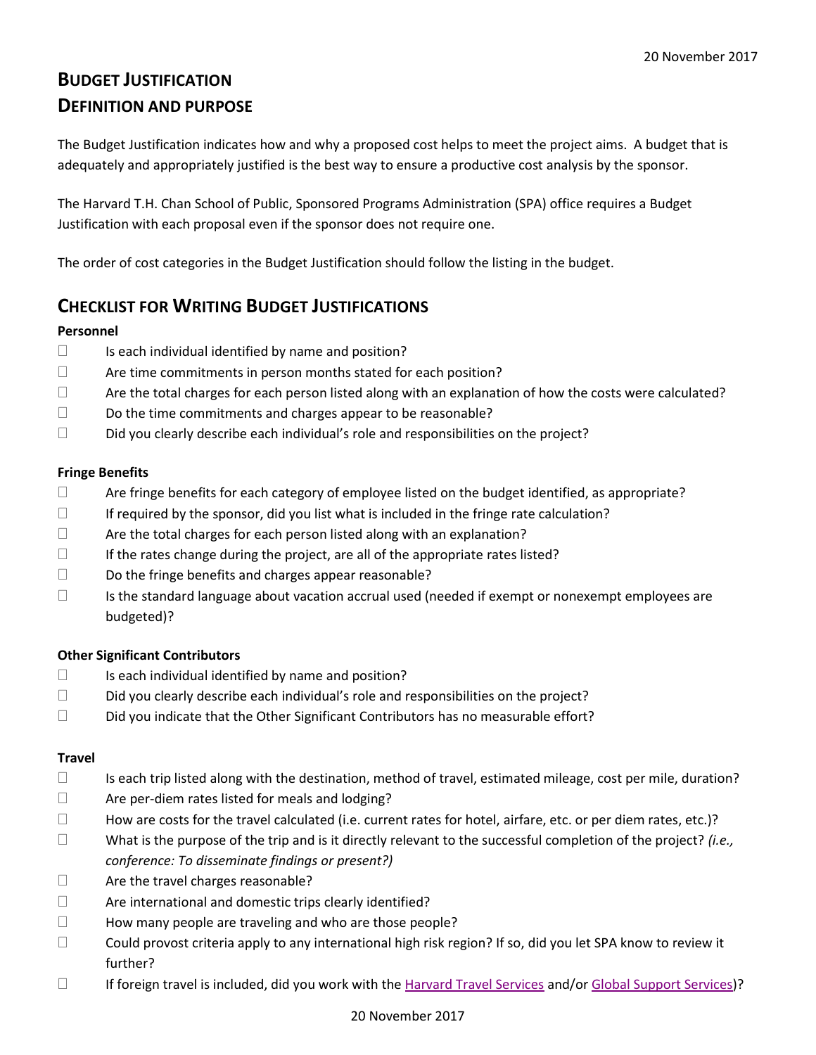# BUDGET JUSTIFICATION

## DEFINITION AND PURPOSE

The Budget Justification indicates how and why a proposed cost helps to meet the project aims. A budget that is adequately and appropriately justified is the best way to ensure a productive cost analysis by the sponsor.

The Harvard T.H. Chan School of Public, Sponsored Programs Administration (SPA) office requires a Budget Justification with each proposal even if the sponsor does not require one.

The order of cost categories in the Budget Justification should follow the listing in the budget.

## CHECKLIST FOR WRITING BUDGET JUSTIFICATIONS

**Personnel**

- ☐ Is each individual identified by name and position?
- ☐ Are time commitments in person months stated for each position?
- ☐ Are the total charges for each person listed along with an explanation of how the costs were calculated?
- ☐ Do the time commitments and charges appear to be reasonable?
- ☐ Did you clearly describe each individual's role and responsibilities on the project?

**Fringe Benefits**

- ☐ Are fringe benefits for each category of employee listed on the budget identified, as appropriate?
- ☐ If required by the sponsor, did you list what is included in the fringe rate calculation?
- ☐ Are the total charges for each person listed along with an explanation?
- ☐ If the rates change during the project, are all of the appropriate rates listed?
- ☐ Do the fringe benefits and charges appear reasonable?
- ☐ Is the standard language about vacation accrual used (needed if exempt or nonexempt employees are budgeted)?

**Other Significant Contributors**

- ☐ Is each individual identified by name and position?
- ☐ Did you clearly describe each individual's role and responsibilities on the project?
- ☐ Did you indicate that the Other Significant Contributors has no measurable effort?

**Travel**

- ☐ Is each trip listed along with the destination, method of travel, estimated mileage, cost per mile, duration?
- ☐ Are per-diem rates listed for meals and lodging?
- ☐ How are costs for the travel calculated (i.e. current rates for hotel, airfare, etc. or per diem rates, etc.)?
- ☐ What is the purpose of the trip and is it directly relevant to the successful completion of the project? *(i.e., conference: To disseminate findings or present?)*
- ☐ Are the travel charges reasonable?
- ☐ Are international and domestic trips clearly identified?
- ☐ How many people are traveling and who are those people?
- ☐ Could provost criteria apply to any international high risk region? If so, did you let SPA know to review it further?
- ☐ If foreign travel is included, did you work with the Harvard Travel Services and/or Global Support Services)?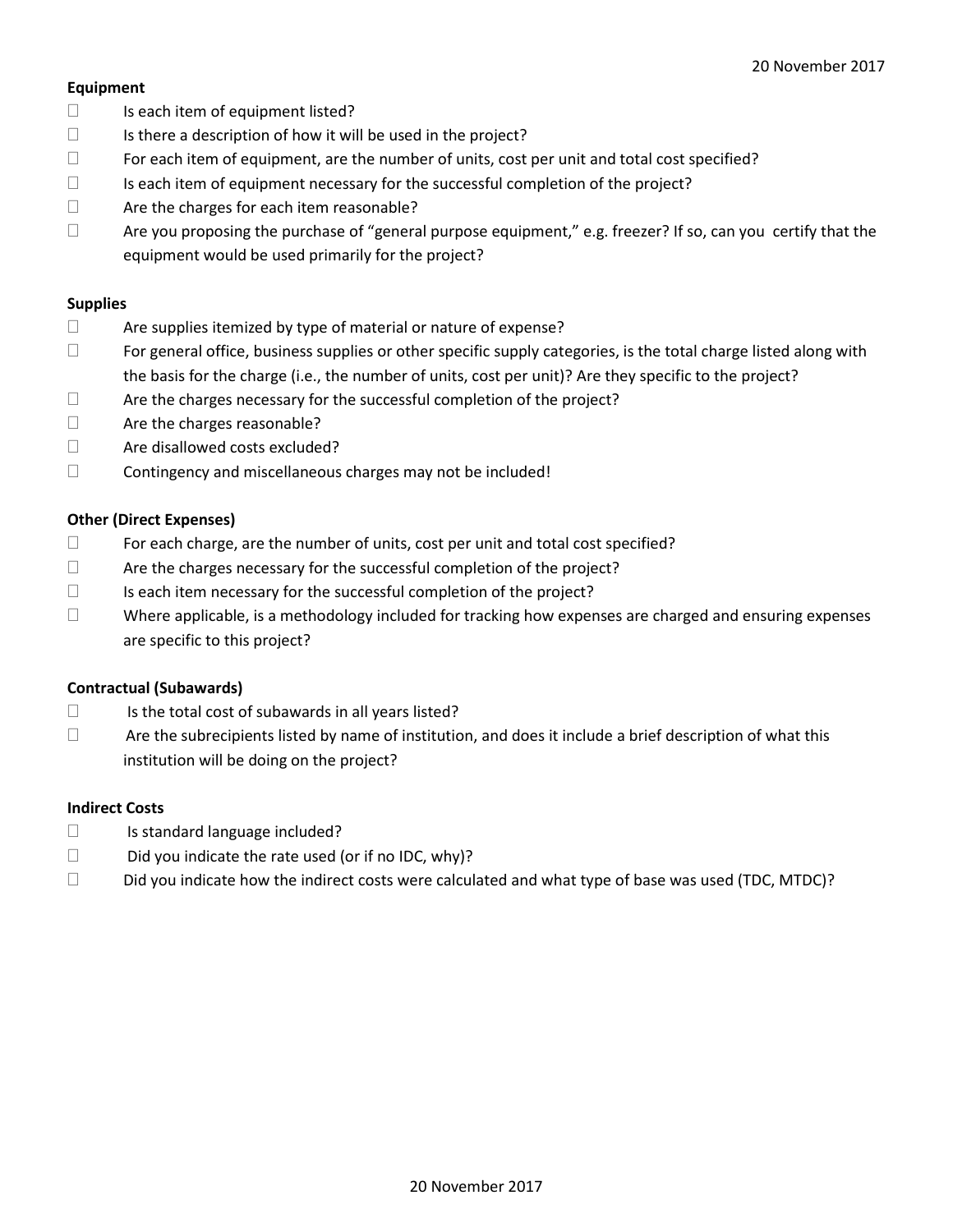**Equipment**

- Is each item of equipment listed?
- Is there a description of how it will be used in the project?
- For each item of equipment, are the number of units, cost per unit and total cost specified?
- Is each item of equipment necessary for the successful completion of the project?
- Are the charges for each item reasonable?
- Are you proposing the purchase of "general purpose equipment," e.g. freezer? If so, can you certify that the equipment would be used primarily for the project?

**Supplies**

- Are supplies itemized by type of material or nature of expense?
- For general office, business supplies or other specific supply categories, is the total charge listed along with the basis for the charge (i.e., the number of units, cost per unit)? Are they specific to the project?
- Are the charges necessary for the successful completion of the project?
- Are the charges reasonable?
- Are disallowed costs excluded?
- Contingency and miscellaneous charges may not be included!

**Other (Direct Expenses)**

- For each charge, are the number of units, cost per unit and total cost specified?
- Are the charges necessary for the successful completion of the project?
- Is each item necessary for the successful completion of the project?
- Where applicable, is a methodology included for tracking how expenses are charged and ensuring expenses are specific to this project?

**Contractual (Subawards)**

- Is the total cost of subawards in all years listed?
- Are the subrecipients listed by name of institution, and does it include a brief description of what this institution will be doing on the project?

**Indirect Costs**

- Is standard language included?
- Did you indicate the rate used (or if no IDC, why)?
- Did you indicate how the indirect costs were calculated and what type of base was used (TDC, MTDC)?